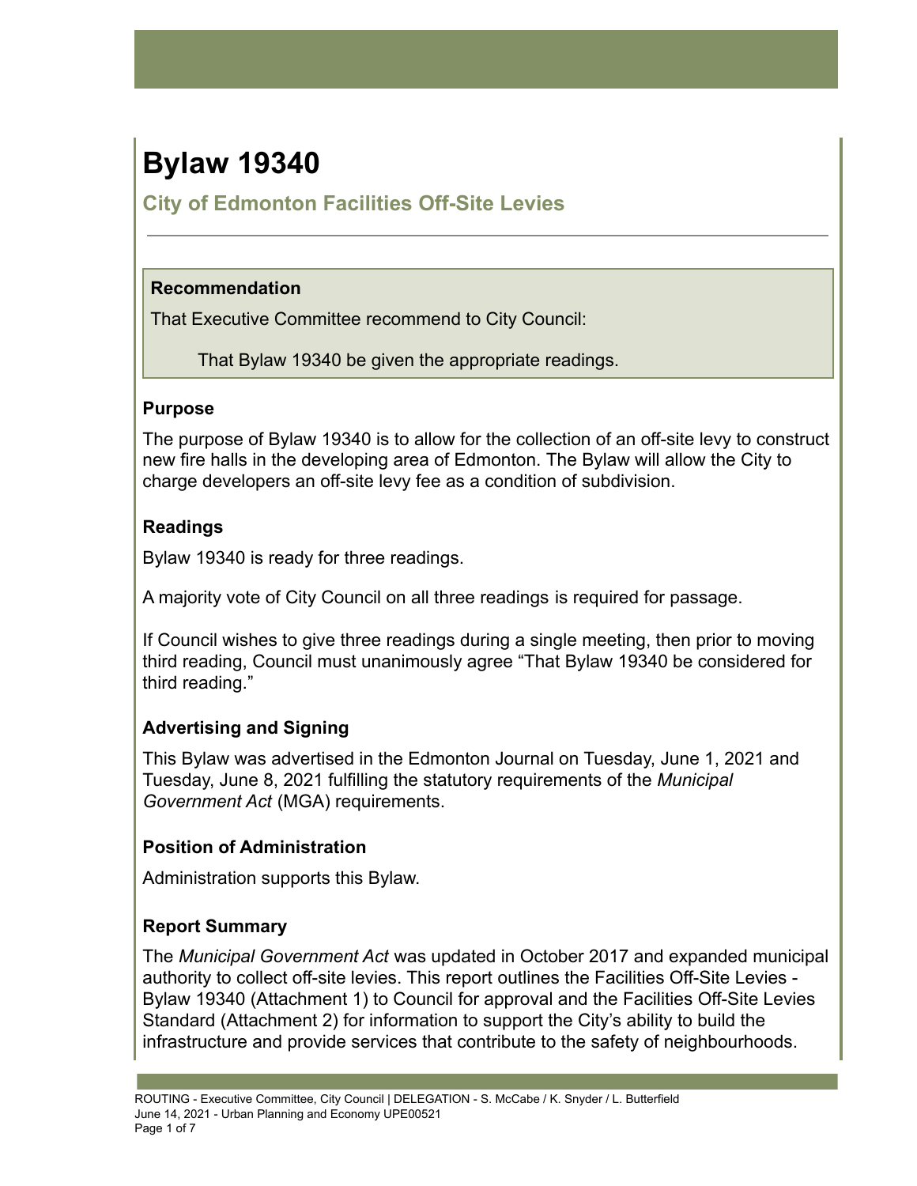# Bylaw 19340

## City of Edmonton Facilities Off-Site Levies

### Recommendation

That Executive Committee recommend to City Council:

That Bylaw 19340 be given the appropriate readings.

### Purpose

The purpose of Bylaw 19340 is to allow for the collection of an off-site levy to construct new fire halls in the developing area of Edmonton. The Bylaw will allow the City to charge developers an off-site levy fee as a condition of subdivision.

### Readings

Bylaw 19340 is ready for three readings.

A majority vote of City Council on all three readings is required for passage.

If Council wishes to give three readings during a single meeting, then prior to moving third reading, Council must unanimously agree "That Bylaw 19340 be considered for third reading."

### Advertising and Signing

This Bylaw was advertised in the Edmonton Journal on Tuesday, June 1, 2021 and Tuesday, June 8, 2021 fulfilling the statutory requirements of the *Municipal Government Act* (MGA) requirements.

### Position of Administration

Administration supports this Bylaw.

### Report Summary

The *Municipal Government Act* was updated in October 2017 and expanded municipal authority to collect off-site levies. This report outlines the Facilities Off-Site Levies - Bylaw 19340 (Attachment 1) to Council for approval and the Facilities Off-Site Levies Standard (Attachment 2) for information to support the City's ability to build the infrastructure and provide services that contribute to the safety of neighbourhoods.

ROUTING - Executive Committee, City Council | DELEGATION - S. McCabe / K. Snyder / L. Butterfield
June 14, 2021 - Urban Planning and Economy UPE00521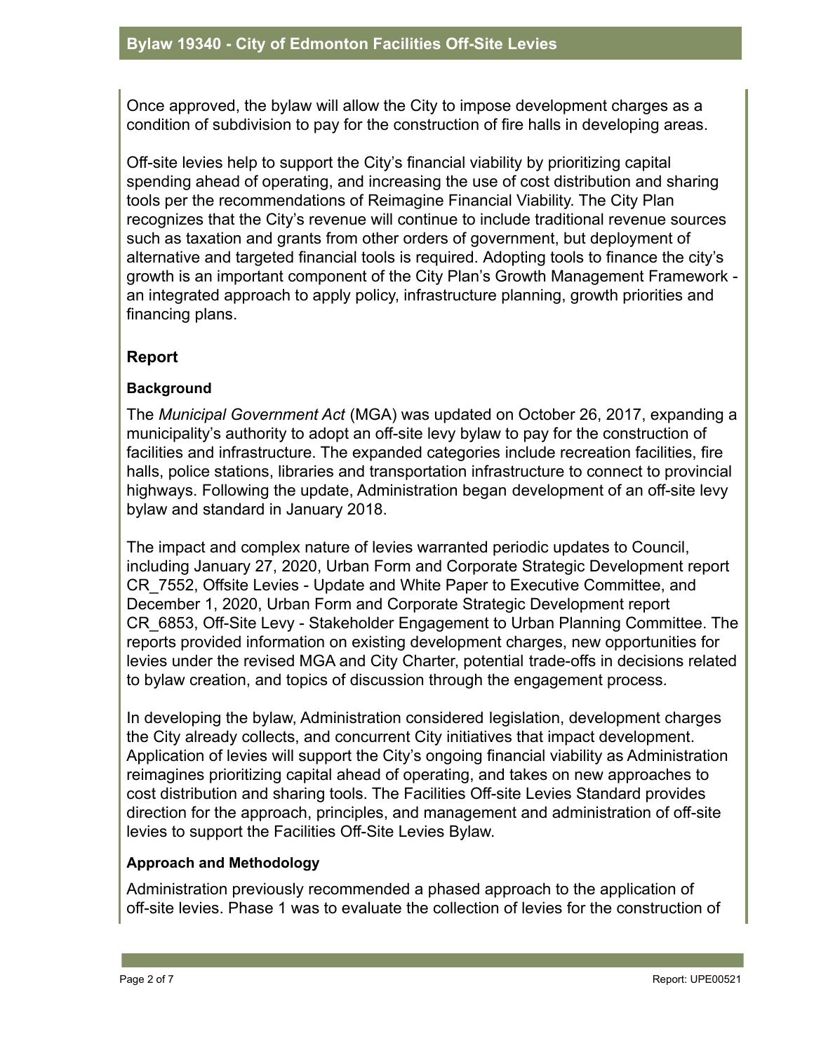Once approved, the bylaw will allow the City to impose development charges as a condition of subdivision to pay for the construction of fire halls in developing areas.

Off-site levies help to support the City's financial viability by prioritizing capital spending ahead of operating, and increasing the use of cost distribution and sharing tools per the recommendations of Reimagine Financial Viability. The City Plan recognizes that the City's revenue will continue to include traditional revenue sources such as taxation and grants from other orders of government, but deployment of alternative and targeted financial tools is required. Adopting tools to finance the city's growth is an important component of the City Plan's Growth Management Framework - an integrated approach to apply policy, infrastructure planning, growth priorities and financing plans.

## Report

### Background

The *Municipal Government Act* (MGA) was updated on October 26, 2017, expanding a municipality's authority to adopt an off-site levy bylaw to pay for the construction of facilities and infrastructure. The expanded categories include recreation facilities, fire halls, police stations, libraries and transportation infrastructure to connect to provincial highways. Following the update, Administration began development of an off-site levy bylaw and standard in January 2018.

The impact and complex nature of levies warranted periodic updates to Council, including January 27, 2020, Urban Form and Corporate Strategic Development report CR_7552, Offsite Levies - Update and White Paper to Executive Committee, and December 1, 2020, Urban Form and Corporate Strategic Development report CR_6853, Off-Site Levy - Stakeholder Engagement to Urban Planning Committee. The reports provided information on existing development charges, new opportunities for levies under the revised MGA and City Charter, potential trade-offs in decisions related to bylaw creation, and topics of discussion through the engagement process.

In developing the bylaw, Administration considered legislation, development charges the City already collects, and concurrent City initiatives that impact development. Application of levies will support the City's ongoing financial viability as Administration reimagines prioritizing capital ahead of operating, and takes on new approaches to cost distribution and sharing tools. The Facilities Off-site Levies Standard provides direction for the approach, principles, and management and administration of off-site levies to support the Facilities Off-Site Levies Bylaw.

### Approach and Methodology

Administration previously recommended a phased approach to the application of off-site levies. Phase 1 was to evaluate the collection of levies for the construction of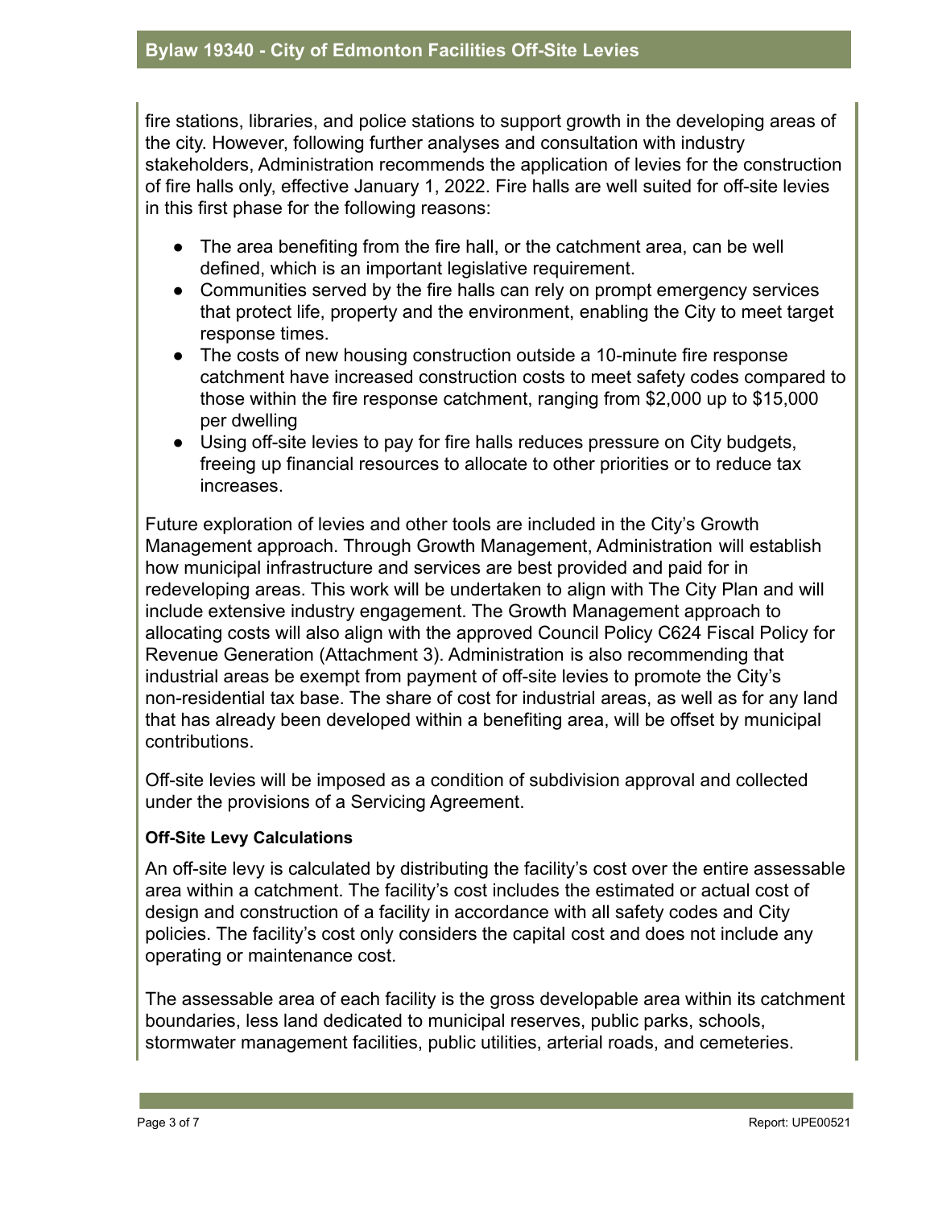fire stations, libraries, and police stations to support growth in the developing areas of the city. However, following further analyses and consultation with industry stakeholders, Administration recommends the application of levies for the construction of fire halls only, effective January 1, 2022. Fire halls are well suited for off-site levies in this first phase for the following reasons:

- The area benefiting from the fire hall, or the catchment area, can be well defined, which is an important legislative requirement.
- Communities served by the fire halls can rely on prompt emergency services that protect life, property and the environment, enabling the City to meet target response times.
- The costs of new housing construction outside a 10-minute fire response catchment have increased construction costs to meet safety codes compared to those within the fire response catchment, ranging from $2,000 up to $15,000 per dwelling
- Using off-site levies to pay for fire halls reduces pressure on City budgets, freeing up financial resources to allocate to other priorities or to reduce tax increases.

Future exploration of levies and other tools are included in the City's Growth Management approach. Through Growth Management, Administration will establish how municipal infrastructure and services are best provided and paid for in redeveloping areas. This work will be undertaken to align with The City Plan and will include extensive industry engagement. The Growth Management approach to allocating costs will also align with the approved Council Policy C624 Fiscal Policy for Revenue Generation (Attachment 3). Administration is also recommending that industrial areas be exempt from payment of off-site levies to promote the City's non-residential tax base. The share of cost for industrial areas, as well as for any land that has already been developed within a benefiting area, will be offset by municipal contributions.

Off-site levies will be imposed as a condition of subdivision approval and collected under the provisions of a Servicing Agreement.

**Off-Site Levy Calculations**

An off-site levy is calculated by distributing the facility's cost over the entire assessable area within a catchment. The facility's cost includes the estimated or actual cost of design and construction of a facility in accordance with all safety codes and City policies. The facility's cost only considers the capital cost and does not include any operating or maintenance cost.

The assessable area of each facility is the gross developable area within its catchment boundaries, less land dedicated to municipal reserves, public parks, schools, stormwater management facilities, public utilities, arterial roads, and cemeteries.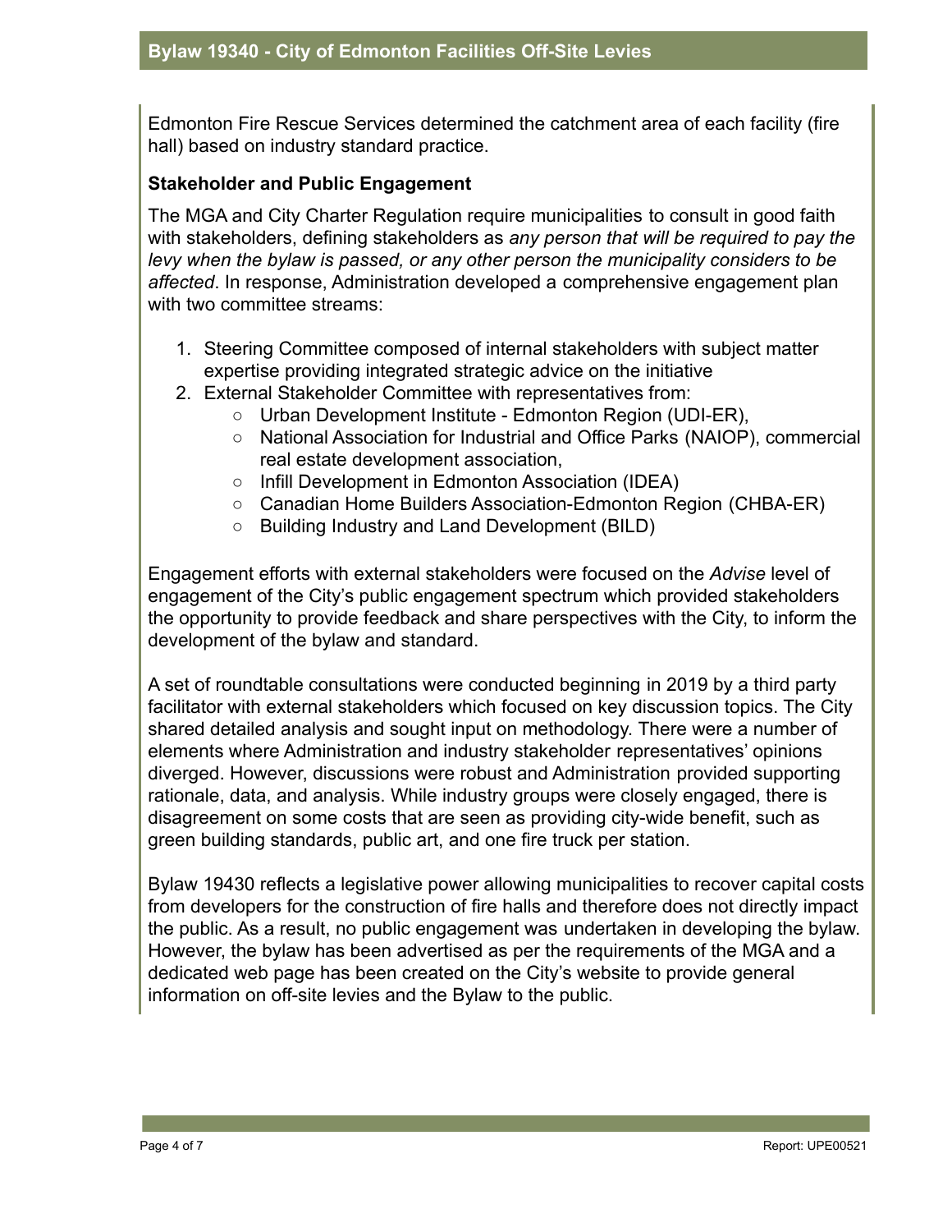Edmonton Fire Rescue Services determined the catchment area of each facility (fire hall) based on industry standard practice.

**Stakeholder and Public Engagement**

The MGA and City Charter Regulation require municipalities to consult in good faith with stakeholders, defining stakeholders as *any person that will be required to pay the levy when the bylaw is passed, or any other person the municipality considers to be affected*. In response, Administration developed a comprehensive engagement plan with two committee streams:

1. Steering Committee composed of internal stakeholders with subject matter expertise providing integrated strategic advice on the initiative
2. External Stakeholder Committee with representatives from:
    - Urban Development Institute - Edmonton Region (UDI-ER),
    - National Association for Industrial and Office Parks (NAIOP), commercial real estate development association,
    - Infill Development in Edmonton Association (IDEA)
    - Canadian Home Builders Association-Edmonton Region (CHBA-ER)
    - Building Industry and Land Development (BILD)

Engagement efforts with external stakeholders were focused on the *Advise* level of engagement of the City's public engagement spectrum which provided stakeholders the opportunity to provide feedback and share perspectives with the City, to inform the development of the bylaw and standard.

A set of roundtable consultations were conducted beginning in 2019 by a third party facilitator with external stakeholders which focused on key discussion topics. The City shared detailed analysis and sought input on methodology. There were a number of elements where Administration and industry stakeholder representatives' opinions diverged. However, discussions were robust and Administration provided supporting rationale, data, and analysis. While industry groups were closely engaged, there is disagreement on some costs that are seen as providing city-wide benefit, such as green building standards, public art, and one fire truck per station.

Bylaw 19430 reflects a legislative power allowing municipalities to recover capital costs from developers for the construction of fire halls and therefore does not directly impact the public. As a result, no public engagement was undertaken in developing the bylaw. However, the bylaw has been advertised as per the requirements of the MGA and a dedicated web page has been created on the City's website to provide general information on off-site levies and the Bylaw to the public.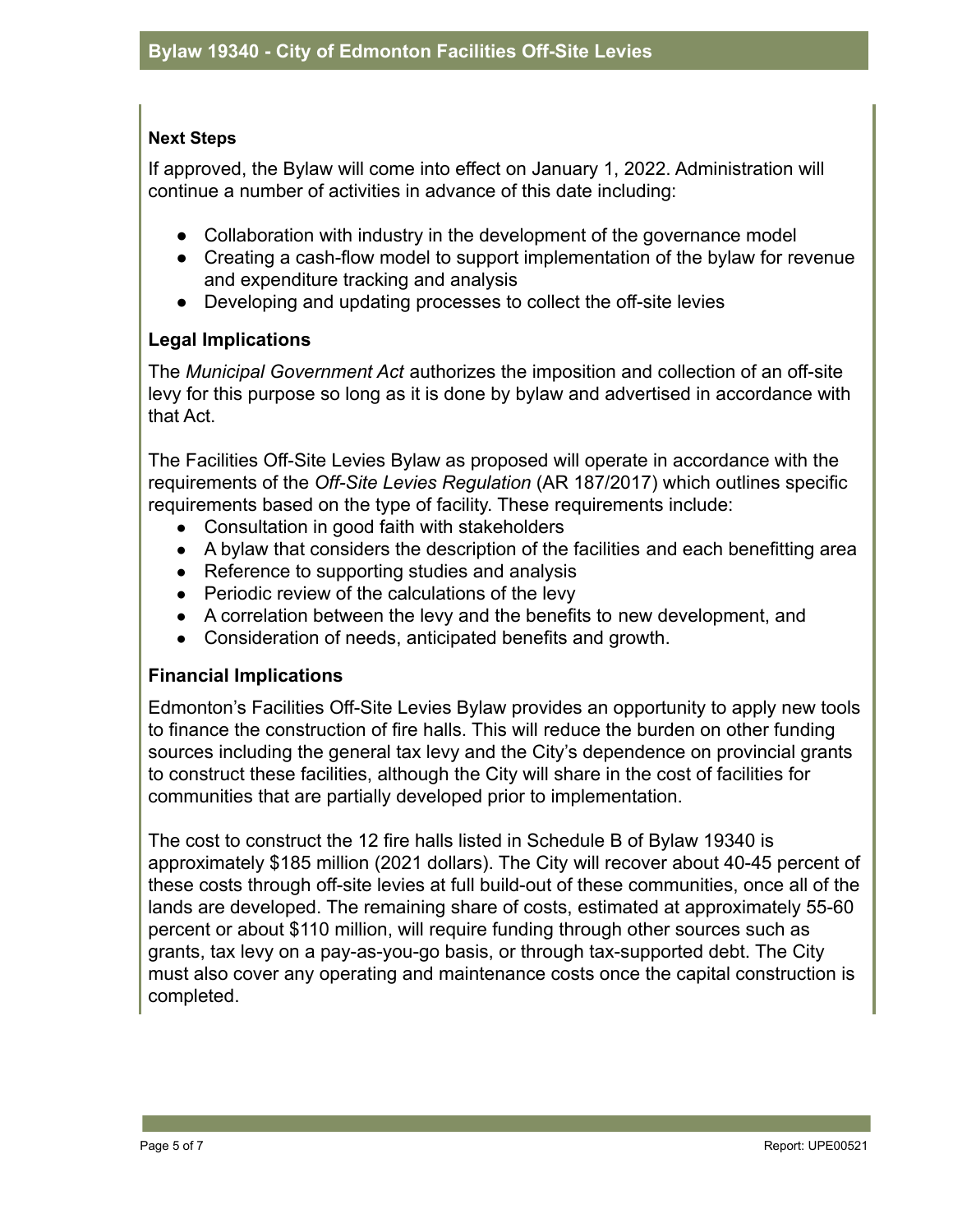### Next Steps

If approved, the Bylaw will come into effect on January 1, 2022. Administration will continue a number of activities in advance of this date including:

- Collaboration with industry in the development of the governance model
- Creating a cash-flow model to support implementation of the bylaw for revenue and expenditure tracking and analysis
- Developing and updating processes to collect the off-site levies

### Legal Implications

The *Municipal Government Act* authorizes the imposition and collection of an off-site levy for this purpose so long as it is done by bylaw and advertised in accordance with that Act.

The Facilities Off-Site Levies Bylaw as proposed will operate in accordance with the requirements of the *Off-Site Levies Regulation* (AR 187/2017) which outlines specific requirements based on the type of facility. These requirements include:

- Consultation in good faith with stakeholders
- A bylaw that considers the description of the facilities and each benefitting area
- Reference to supporting studies and analysis
- Periodic review of the calculations of the levy
- A correlation between the levy and the benefits to new development, and
- Consideration of needs, anticipated benefits and growth.

### Financial Implications

Edmonton's Facilities Off-Site Levies Bylaw provides an opportunity to apply new tools to finance the construction of fire halls. This will reduce the burden on other funding sources including the general tax levy and the City's dependence on provincial grants to construct these facilities, although the City will share in the cost of facilities for communities that are partially developed prior to implementation.

The cost to construct the 12 fire halls listed in Schedule B of Bylaw 19340 is approximately $185 million (2021 dollars). The City will recover about 40-45 percent of these costs through off-site levies at full build-out of these communities, once all of the lands are developed. The remaining share of costs, estimated at approximately 55-60 percent or about $110 million, will require funding through other sources such as grants, tax levy on a pay-as-you-go basis, or through tax-supported debt. The City must also cover any operating and maintenance costs once the capital construction is completed.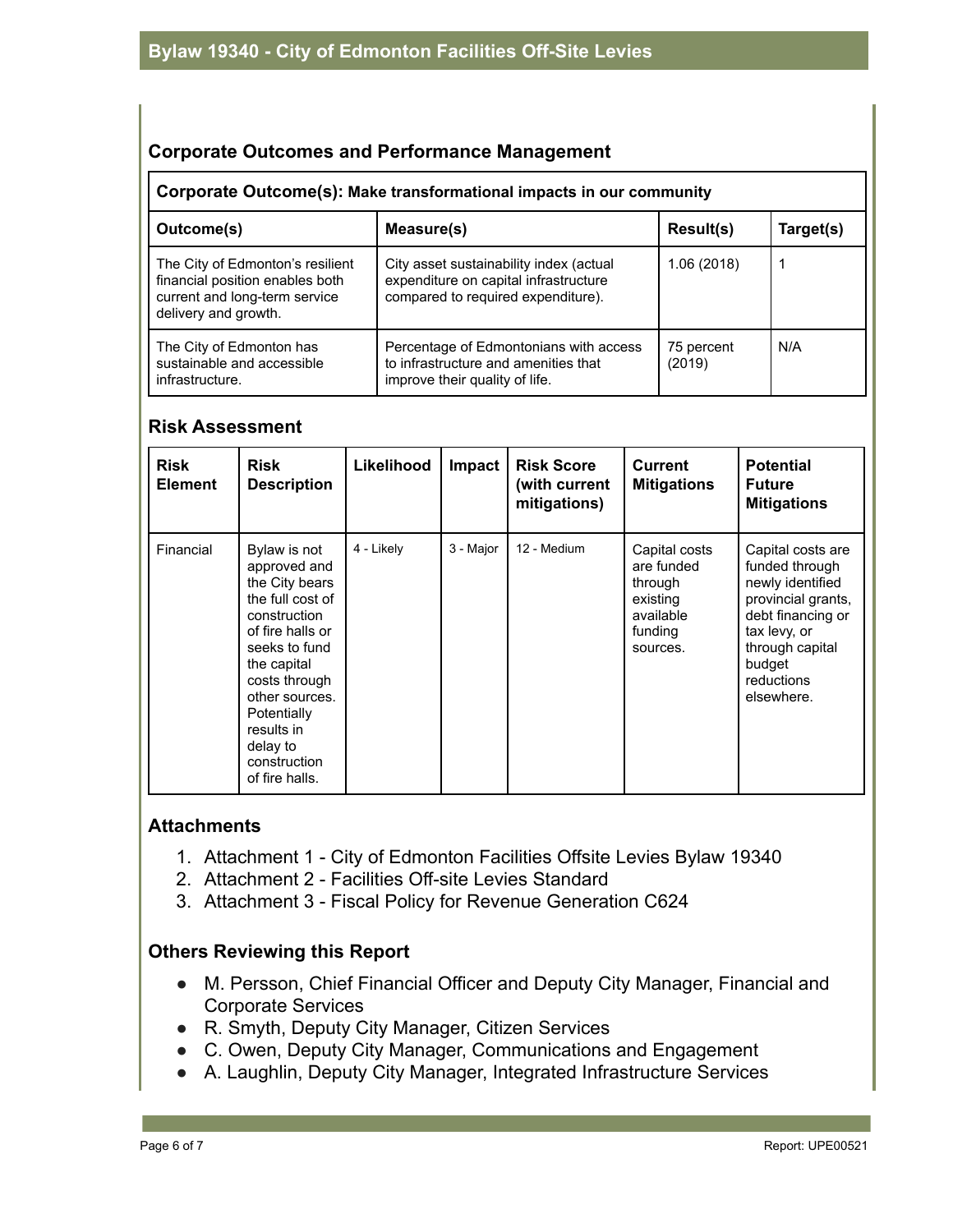## Corporate Outcomes and Performance Management

| Corporate Outcome(s): Make transformational impacts in our community | | | |
|---|---|---|---|
| **Outcome(s)** | **Measure(s)** | **Result(s)** | **Target(s)** |
| The City of Edmonton's resilient financial position enables both current and long-term service delivery and growth. | City asset sustainability index (actual expenditure on capital infrastructure compared to required expenditure). | 1.06 (2018) | 1 |
| The City of Edmonton has sustainable and accessible infrastructure. | Percentage of Edmontonians with access to infrastructure and amenities that improve their quality of life. | 75 percent (2019) | N/A |

## Risk Assessment

| Risk Element | Risk Description | Likelihood | Impact | Risk Score (with current mitigations) | Current Mitigations | Potential Future Mitigations |
|---|---|---|---|---|---|---|
| Financial | Bylaw is not approved and the City bears the full cost of construction of fire halls or seeks to fund the capital costs through other sources. Potentially results in delay to construction of fire halls. | 4 - Likely | 3 - Major | 12 - Medium | Capital costs are funded through existing available funding sources. | Capital costs are funded through newly identified provincial grants, debt financing or tax levy, or through capital budget reductions elsewhere. |

## Attachments

1. Attachment 1 - City of Edmonton Facilities Offsite Levies Bylaw 19340
2. Attachment 2 - Facilities Off-site Levies Standard
3. Attachment 3 - Fiscal Policy for Revenue Generation C624

## Others Reviewing this Report

- M. Persson, Chief Financial Officer and Deputy City Manager, Financial and Corporate Services
- R. Smyth, Deputy City Manager, Citizen Services
- C. Owen, Deputy City Manager, Communications and Engagement
- A. Laughlin, Deputy City Manager, Integrated Infrastructure Services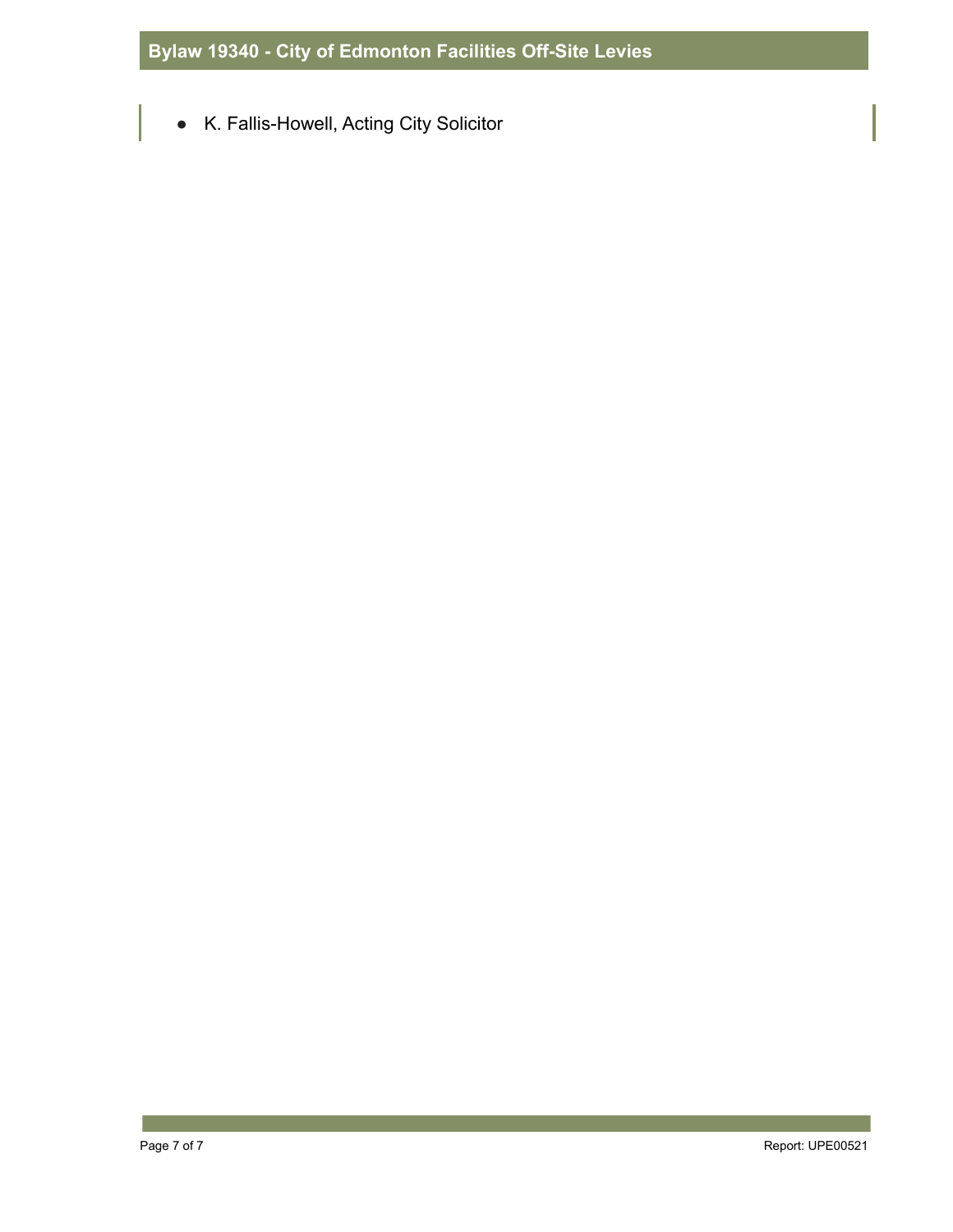- K. Fallis-Howell, Acting City Solicitor